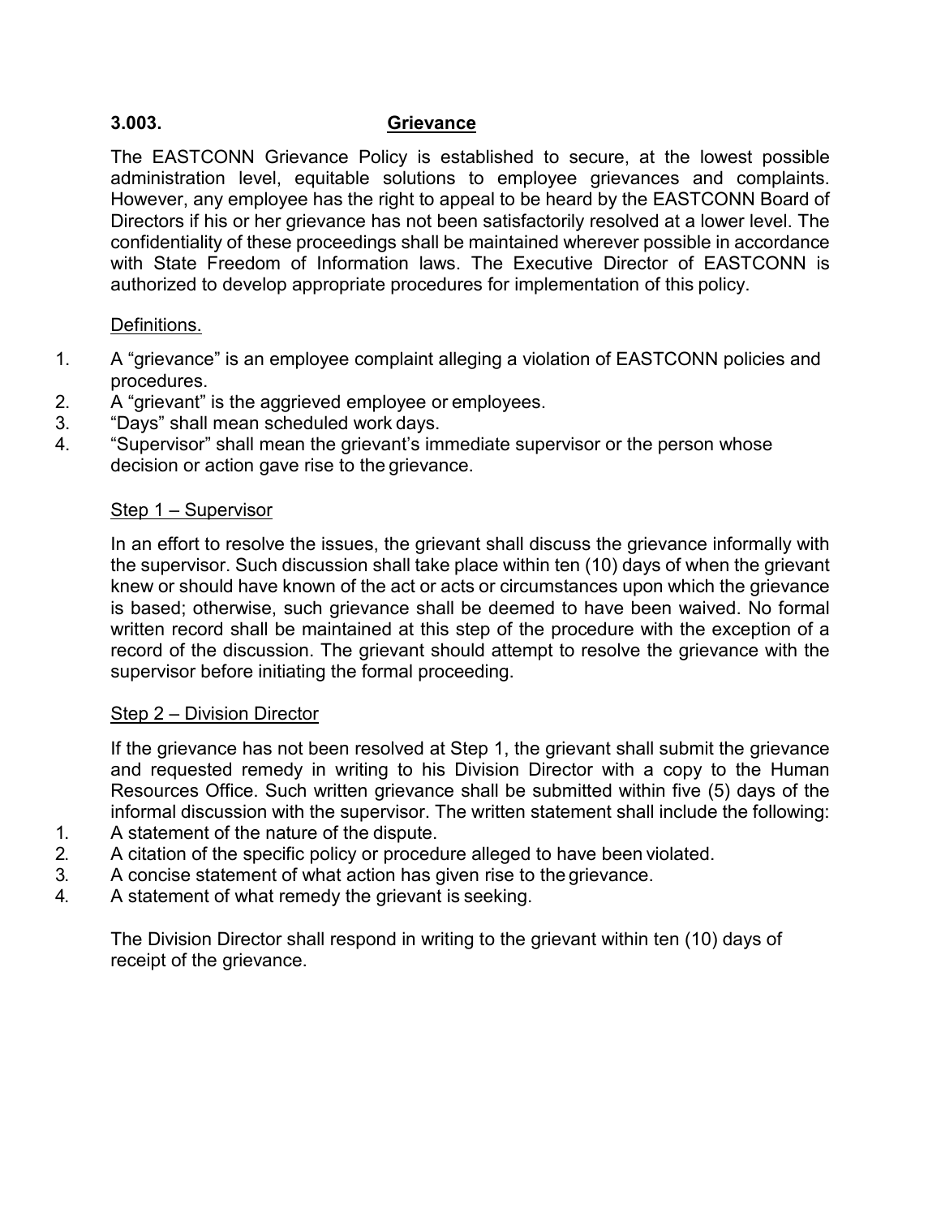## 3.003. Grievance

The EASTCONN Grievance Policy is established to secure, at the lowest possible administration level, equitable solutions to employee grievances and complaints. However, any employee has the right to appeal to be heard by the EASTCONN Board of Directors if his or her grievance has not been satisfactorily resolved at a lower level. The confidentiality of these proceedings shall be maintained wherever possible in accordance with State Freedom of Information laws. The Executive Director of EASTCONN is authorized to develop appropriate procedures for implementation of this policy.

### Definitions.

1. A "grievance" is an employee complaint alleging a violation of EASTCONN policies and procedures.
2. A "grievant" is the aggrieved employee or employees.
3. "Days" shall mean scheduled work days.
4. "Supervisor" shall mean the grievant's immediate supervisor or the person whose decision or action gave rise to the grievance.

### Step 1 – Supervisor

In an effort to resolve the issues, the grievant shall discuss the grievance informally with the supervisor. Such discussion shall take place within ten (10) days of when the grievant knew or should have known of the act or acts or circumstances upon which the grievance is based; otherwise, such grievance shall be deemed to have been waived. No formal written record shall be maintained at this step of the procedure with the exception of a record of the discussion. The grievant should attempt to resolve the grievance with the supervisor before initiating the formal proceeding.

### Step 2 – Division Director

If the grievance has not been resolved at Step 1, the grievant shall submit the grievance and requested remedy in writing to his Division Director with a copy to the Human Resources Office. Such written grievance shall be submitted within five (5) days of the informal discussion with the supervisor. The written statement shall include the following:

1. A statement of the nature of the dispute.
2. A citation of the specific policy or procedure alleged to have been violated.
3. A concise statement of what action has given rise to the grievance.
4. A statement of what remedy the grievant is seeking.

The Division Director shall respond in writing to the grievant within ten (10) days of receipt of the grievance.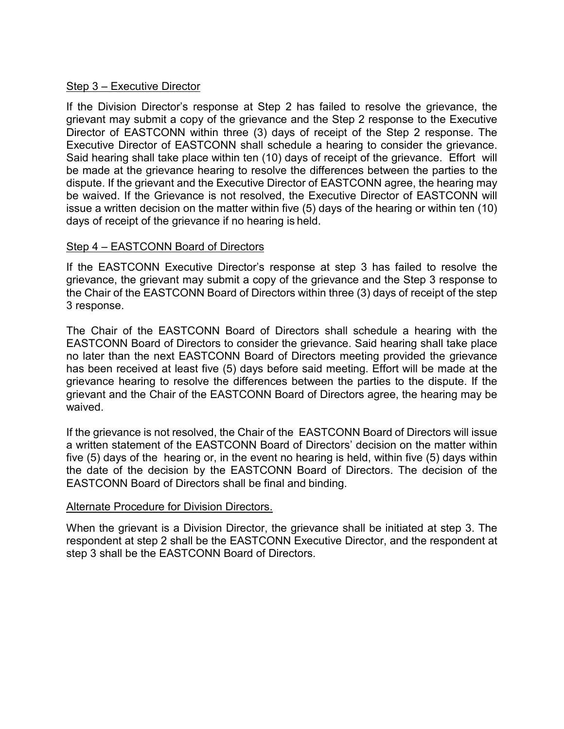Step 3 – Executive Director

If the Division Director's response at Step 2 has failed to resolve the grievance, the grievant may submit a copy of the grievance and the Step 2 response to the Executive Director of EASTCONN within three (3) days of receipt of the Step 2 response. The Executive Director of EASTCONN shall schedule a hearing to consider the grievance. Said hearing shall take place within ten (10) days of receipt of the grievance. Effort will be made at the grievance hearing to resolve the differences between the parties to the dispute. If the grievant and the Executive Director of EASTCONN agree, the hearing may be waived. If the Grievance is not resolved, the Executive Director of EASTCONN will issue a written decision on the matter within five (5) days of the hearing or within ten (10) days of receipt of the grievance if no hearing is held.

Step 4 – EASTCONN Board of Directors

If the EASTCONN Executive Director's response at step 3 has failed to resolve the grievance, the grievant may submit a copy of the grievance and the Step 3 response to the Chair of the EASTCONN Board of Directors within three (3) days of receipt of the step 3 response.

The Chair of the EASTCONN Board of Directors shall schedule a hearing with the EASTCONN Board of Directors to consider the grievance. Said hearing shall take place no later than the next EASTCONN Board of Directors meeting provided the grievance has been received at least five (5) days before said meeting. Effort will be made at the grievance hearing to resolve the differences between the parties to the dispute. If the grievant and the Chair of the EASTCONN Board of Directors agree, the hearing may be waived.

If the grievance is not resolved, the Chair of the EASTCONN Board of Directors will issue a written statement of the EASTCONN Board of Directors' decision on the matter within five (5) days of the hearing or, in the event no hearing is held, within five (5) days within the date of the decision by the EASTCONN Board of Directors. The decision of the EASTCONN Board of Directors shall be final and binding.

Alternate Procedure for Division Directors.

When the grievant is a Division Director, the grievance shall be initiated at step 3. The respondent at step 2 shall be the EASTCONN Executive Director, and the respondent at step 3 shall be the EASTCONN Board of Directors.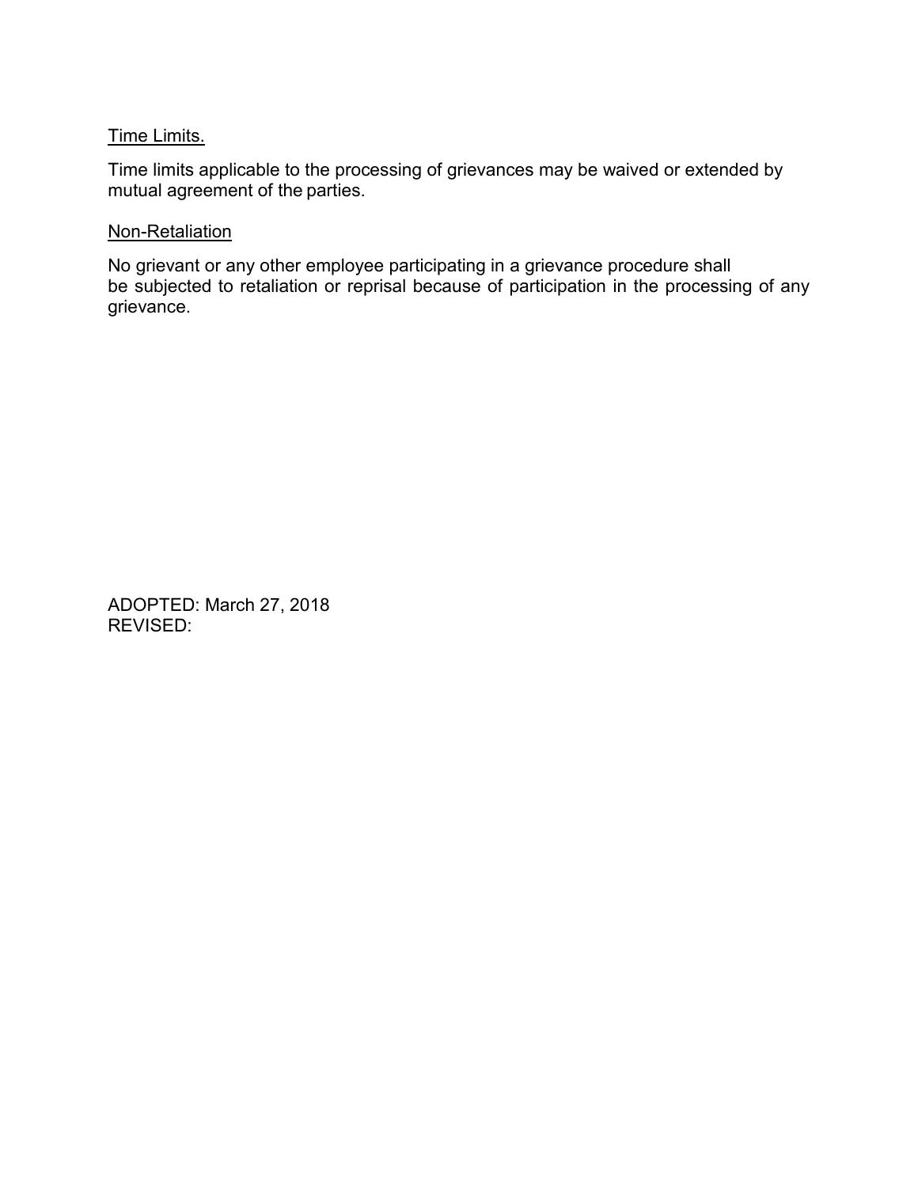<u>Time Limits.</u>

Time limits applicable to the processing of grievances may be waived or extended by mutual agreement of the parties.

<u>Non-Retaliation</u>

No grievant or any other employee participating in a grievance procedure shall be subjected to retaliation or reprisal because of participation in the processing of any grievance.

ADOPTED: March 27, 2018
REVISED: